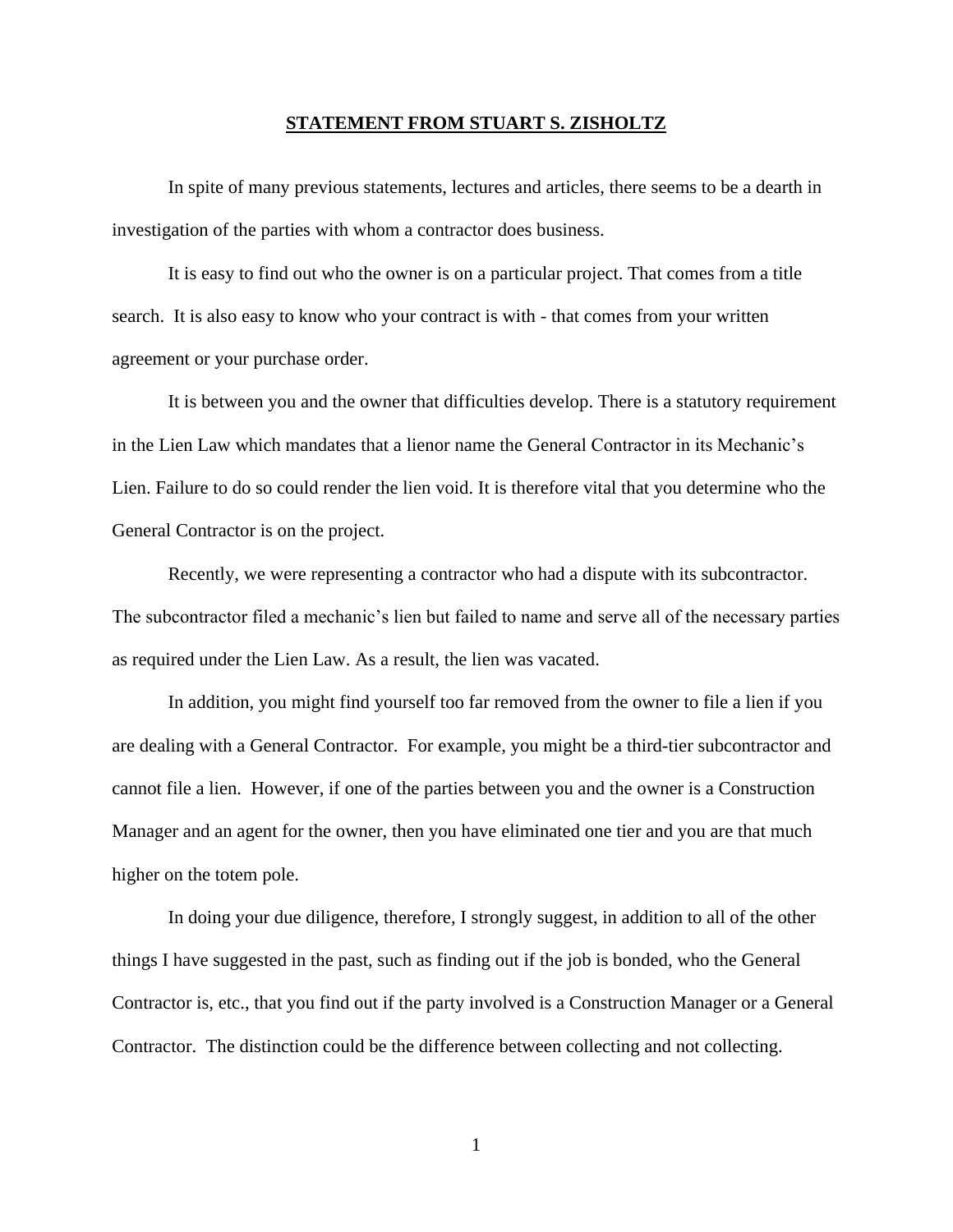**STATEMENT FROM STUART S. ZISHOLTZ**

In spite of many previous statements, lectures and articles, there seems to be a dearth in investigation of the parties with whom a contractor does business.

It is easy to find out who the owner is on a particular project. That comes from a title search. It is also easy to know who your contract is with - that comes from your written agreement or your purchase order.

It is between you and the owner that difficulties develop. There is a statutory requirement in the Lien Law which mandates that a lienor name the General Contractor in its Mechanic's Lien. Failure to do so could render the lien void. It is therefore vital that you determine who the General Contractor is on the project.

Recently, we were representing a contractor who had a dispute with its subcontractor. The subcontractor filed a mechanic's lien but failed to name and serve all of the necessary parties as required under the Lien Law. As a result, the lien was vacated.

In addition, you might find yourself too far removed from the owner to file a lien if you are dealing with a General Contractor. For example, you might be a third-tier subcontractor and cannot file a lien. However, if one of the parties between you and the owner is a Construction Manager and an agent for the owner, then you have eliminated one tier and you are that much higher on the totem pole.

In doing your due diligence, therefore, I strongly suggest, in addition to all of the other things I have suggested in the past, such as finding out if the job is bonded, who the General Contractor is, etc., that you find out if the party involved is a Construction Manager or a General Contractor. The distinction could be the difference between collecting and not collecting.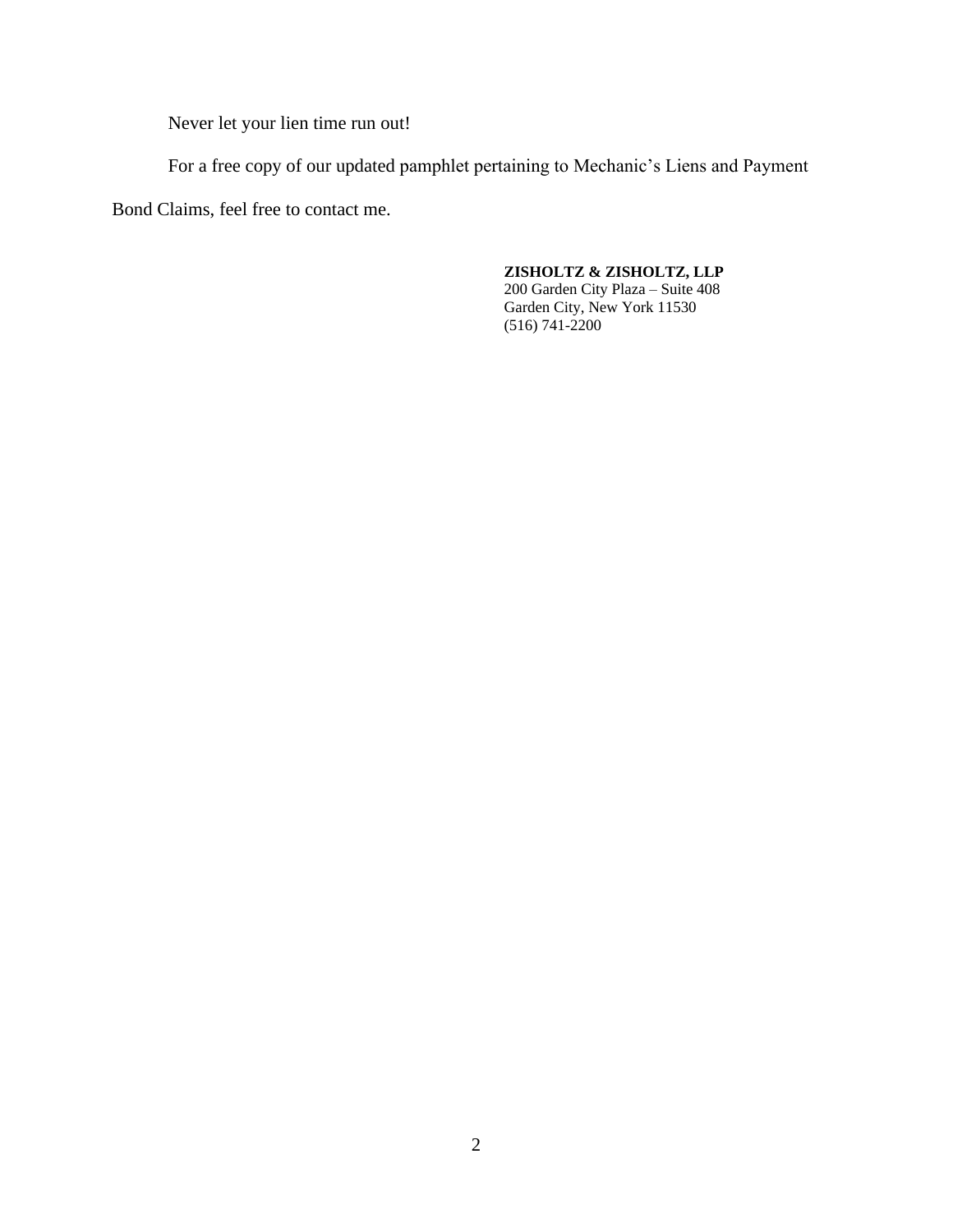Never let your lien time run out!

For a free copy of our updated pamphlet pertaining to Mechanic's Liens and Payment Bond Claims, feel free to contact me.

**ZISHOLTZ & ZISHOLTZ, LLP**
200 Garden City Plaza – Suite 408
Garden City, New York 11530
(516) 741-2200